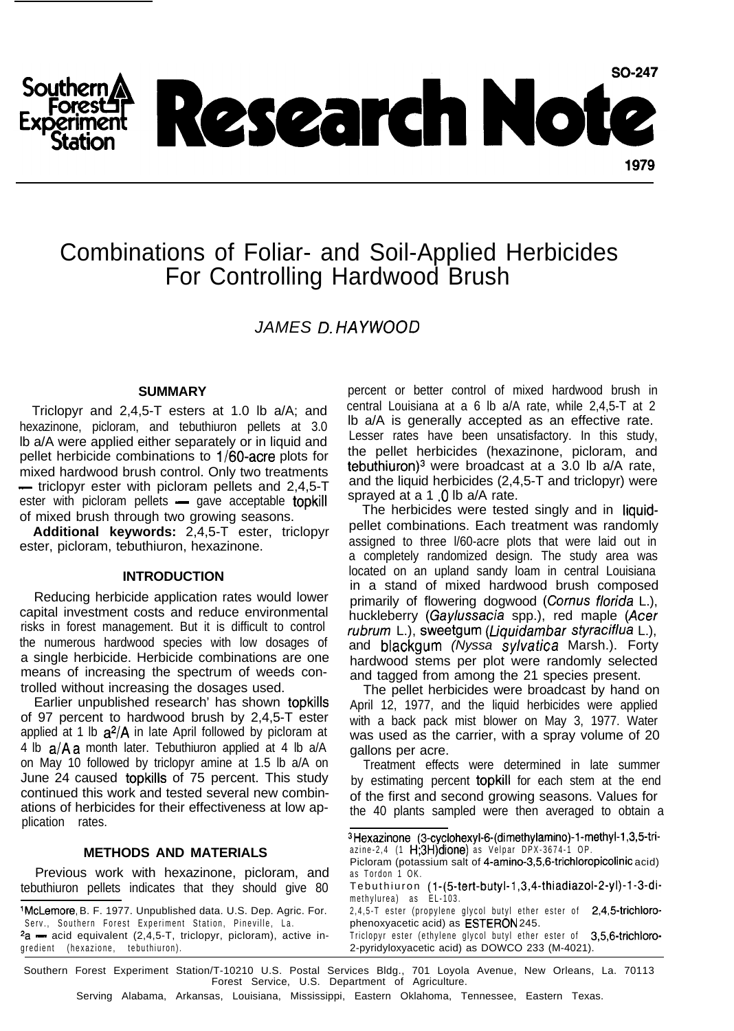SO-247

# Research Note

1979

# Combinations of Foliar- and Soil-Applied Herbicides For Controlling Hardwood Brush

*JAMES D. HAYWOOD*

## SUMMARY

Triclopyr and 2,4,5-T esters at 1.0 lb a/A; and hexazinone, picloram, and tebuthiuron pellets at 3.0 lb a/A were applied either separately or in liquid and pellet herbicide combinations to 1/60-acre plots for mixed hardwood brush control. Only two treatments — triclopyr ester with picloram pellets and 2,4,5-T ester with picloram pellets — gave acceptable topkill of mixed brush through two growing seasons.

**Additional keywords:** 2,4,5-T ester, triclopyr ester, picloram, tebuthiuron, hexazinone.

## INTRODUCTION

Reducing herbicide application rates would lower capital investment costs and reduce environmental risks in forest management. But it is difficult to control the numerous hardwood species with low dosages of a single herbicide. Herbicide combinations are one means of increasing the spectrum of weeds controlled without increasing the dosages used.

Earlier unpublished research[1] has shown topkills of 97 percent to hardwood brush by 2,4,5-T ester applied at 1 lb a[2]/A in late April followed by picloram at 4 lb a/A a month later. Tebuthiuron applied at 4 lb a/A on May 10 followed by triclopyr amine at 1.5 lb a/A on June 24 caused topkills of 75 percent. This study continued this work and tested several new combinations of herbicides for their effectiveness at low application rates.

## METHODS AND MATERIALS

Previous work with hexazinone, picloram, and tebuthiuron pellets indicates that they should give 80 percent or better control of mixed hardwood brush in central Louisiana at a 6 lb a/A rate, while 2,4,5-T at 2 lb a/A is generally accepted as an effective rate. Lesser rates have been unsatisfactory. In this study, the pellet herbicides (hexazinone, picloram, and tebuthiuron)[3] were broadcast at a 3.0 lb a/A rate, and the liquid herbicides (2,4,5-T and triclopyr) were sprayed at a 1.0 lb a/A rate.

The herbicides were tested singly and in liquid-pellet combinations. Each treatment was randomly assigned to three 1/60-acre plots that were laid out in a completely randomized design. The study area was located on an upland sandy loam in central Louisiana in a stand of mixed hardwood brush composed primarily of flowering dogwood (*Cornus florida* L.), huckleberry (*Gaylussacia* spp.), red maple (*Acer rubrum* L.), sweetgum (*Liquidambar styraciflua* L.), and blackgum (*Nyssa sylvatica* Marsh.). Forty hardwood stems per plot were randomly selected and tagged from among the 21 species present.

The pellet herbicides were broadcast by hand on April 12, 1977, and the liquid herbicides were applied with a back pack mist blower on May 3, 1977. Water was used as the carrier, with a spray volume of 20 gallons per acre.

Treatment effects were determined in late summer by estimating percent topkill for each stem at the end of the first and second growing seasons. Values for the 40 plants sampled were then averaged to obtain a

---

[1] McLemore, B. F. 1977. Unpublished data. U.S. Dep. Agric. For. Serv., Southern Forest Experiment Station, Pineville, La.

[2] a — acid equivalent (2,4,5-T, triclopyr, picloram), active ingredient (hexazione, tebuthiuron).

[3] Hexazinone (3-cyclohexyl-6-(dimethylamino)-1-methyl-1,3,5-triazine-2,4 (1 H;3H)dione) as Velpar DPX-3674-1 OP.
Picloram (potassium salt of 4-amino-3,5,6-trichloropicolinic acid) as Tordon 1 OK.
Tebuthiuron (1-(5-tert-butyl-1,3,4-thiadiazol-2-yl)-1-3-dimethylurea) as EL-103.
2,4,5-T ester (propylene glycol butyl ether ester of 2,4,5-trichlorophenoxyacetic acid) as ESTERON 245.
Triclopyr ester (ethylene glycol butyl ether ester of 3,5,6-trichloro-2-pyridyloxyacetic acid) as DOWCO 233 (M-4021).

Southern Forest Experiment Station/T-10210 U.S. Postal Services Bldg., 701 Loyola Avenue, New Orleans, La. 70113
Forest Service, U.S. Department of Agriculture.
Serving Alabama, Arkansas, Louisiana, Mississippi, Eastern Oklahoma, Tennessee, Eastern Texas.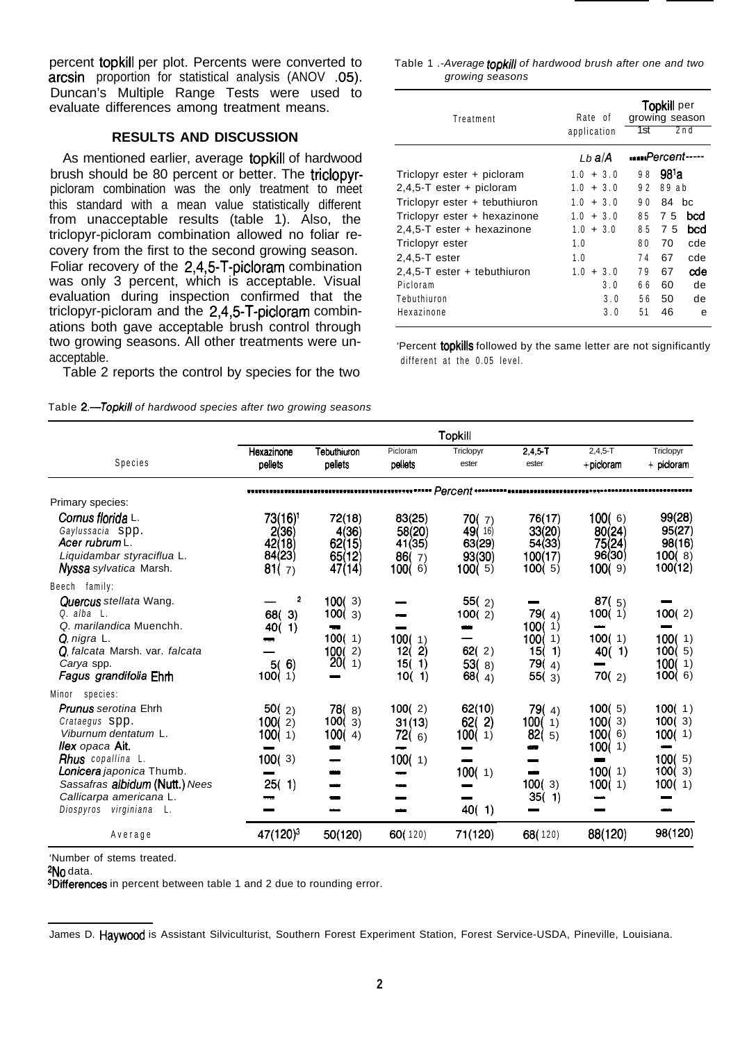percent topkill per plot. Percents were converted to arcsin proportion for statistical analysis (ANOV .05). Duncan's Multiple Range Tests were used to evaluate differences among treatment means.

## RESULTS AND DISCUSSION

As mentioned earlier, average topkill of hardwood brush should be 80 percent or better. The triclopyr-picloram combination was the only treatment to meet this standard with a mean value statistically different from unacceptable results (table 1). Also, the triclopyr-picloram combination allowed no foliar recovery from the first to the second growing season. Foliar recovery of the 2,4,5-T-picloram combination was only 3 percent, which is acceptable. Visual evaluation during inspection confirmed that the triclopyr-picloram and the 2,4,5-T-picloram combinations both gave acceptable brush control through two growing seasons. All other treatments were unacceptable.

Table 2 reports the control by species for the two

Table 1.–*Average topkill of hardwood brush after one and two growing seasons*

| Treatment | Rate of application | Topkill per growing season | |
|---|---|---|---|
| | | 1st | 2nd |
| | *Lb a/A* | *Percent* | |
| Triclopyr ester + picloram | 1.0 + 3.0 | 98 | 98[1]a |
| 2,4,5-T ester + picloram | 1.0 + 3.0 | 92 | 89 ab |
| Triclopyr ester + tebuthiuron | 1.0 + 3.0 | 90 | 84 bc |
| Triclopyr ester + hexazinone | 1.0 + 3.0 | 85 | 75 bcd |
| 2,4,5-T ester + hexazinone | 1.0 + 3.0 | 85 | 75 bcd |
| Triclopyr ester | 1.0 | 80 | 70 cde |
| 2,4,5-T ester | 1.0 | 74 | 67 cde |
| 2,4,5-T ester + tebuthiuron | 1.0 + 3.0 | 79 | 67 cde |
| Picloram | 3.0 | 66 | 60 de |
| Tebuthiuron | 3.0 | 56 | 50 de |
| Hexazinone | 3.0 | 51 | 46 e |

[1]Percent topkills followed by the same letter are not significantly different at the 0.05 level.

Table 2.—*Topkill of hardwood species after two growing seasons*

| Species | Hexazinone pellets | Tebuthiuron pellets | Picloram pellets | Triclopyr ester | 2,4,5-T ester | 2,4,5-T + picloram | Triclopyr + picloram |
|---|---|---|---|---|---|---|---|
| | *Percent* | | | | | | |
| Primary species: | | | | | | | |
| *Cornus florida* L. | 73(16)[1] | 72(18) | 83(25) | 70(7) | 76(17) | 100(6) | 99(28) |
| *Gaylussacia* spp. | 2(36) | 4(36) | 58(20) | 49(16) | 33(20) | 80(24) | 95(27) |
| *Acer rubrum* L. | 42(18) | 62(15) | 41(35) | 63(29) | 54(33) | 75(24) | 98(16) |
| *Liquidambar styraciflua* L. | 84(23) | 65(12) | 86(7) | 93(30) | 100(17) | 96(30) | 100(8) |
| *Nyssa sylvatica* Marsh. | 81(7) | 47(14) | 100(6) | 100(5) | 100(5) | 100(9) | 100(12) |
| Beech family: | | | | | | | |
| *Quercus stellata* Wang. | —[2] | 100(3) | — | 55(2) | — | 87(5) | — |
| *Q. alba* L. | 68(3) | 100(3) | — | 100(2) | 79(4) | 100(1) | 100(2) |
| *Q. marilandica* Muenchh. | 40(1) | — | — | — | 100(1) | — | — |
| *Q. nigra* L. | — | 100(1) | 100(1) | — | 100(1) | 100(1) | 100(1) |
| *Q. falcata* Marsh. var. *falcata* | — | 100(2) | 12(2) | 62(2) | 15(1) | 40(1) | 100(5) |
| *Carya* spp. | 5(6) | 20(1) | 15(1) | 53(8) | 79(4) | — | 100(1) |
| *Fagus grandifolia* Ehrh | 100(1) | — | 10(1) | 68(4) | 55(3) | 70(2) | 100(6) |
| Minor species: | | | | | | | |
| *Prunus serotina* Ehrh | 50(2) | 78(8) | 100(2) | 62(10) | 79(4) | 100(5) | 100(1) |
| *Crataegus* spp. | 100(2) | 100(3) | 31(13) | 62(2) | 100(1) | 100(3) | 100(3) |
| *Viburnum dentatum* L. | 100(1) | 100(4) | 72(6) | 100(1) | 82(5) | 100(6) | 100(1) |
| *Ilex opaca* Ait. | — | — | — | — | — | 100(1) | — |
| *Rhus copallina* L. | 100(3) | — | 100(1) | — | — | — | 100(5) |
| *Lonicera japonica* Thumb. | — | — | — | 100(1) | — | 100(1) | 100(3) |
| *Sassafras albidum* (Nutt.) Nees | 25(1) | — | — | — | 100(3) | 100(1) | 100(1) |
| *Callicarpa americana* L. | — | — | — | — | 35(1) | — | — |
| *Diospyros virginiana* L. | — | — | — | 40(1) | — | — | — |
| Average | 47(120)[3] | 50(120) | 60(120) | 71(120) | 68(120) | 88(120) | 98(120) |

[1]Number of stems treated.

[2]No data.

[3]Differences in percent between table 1 and 2 due to rounding error.

---

James D. Haywood is Assistant Silviculturist, Southern Forest Experiment Station, Forest Service-USDA, Pineville, Louisiana.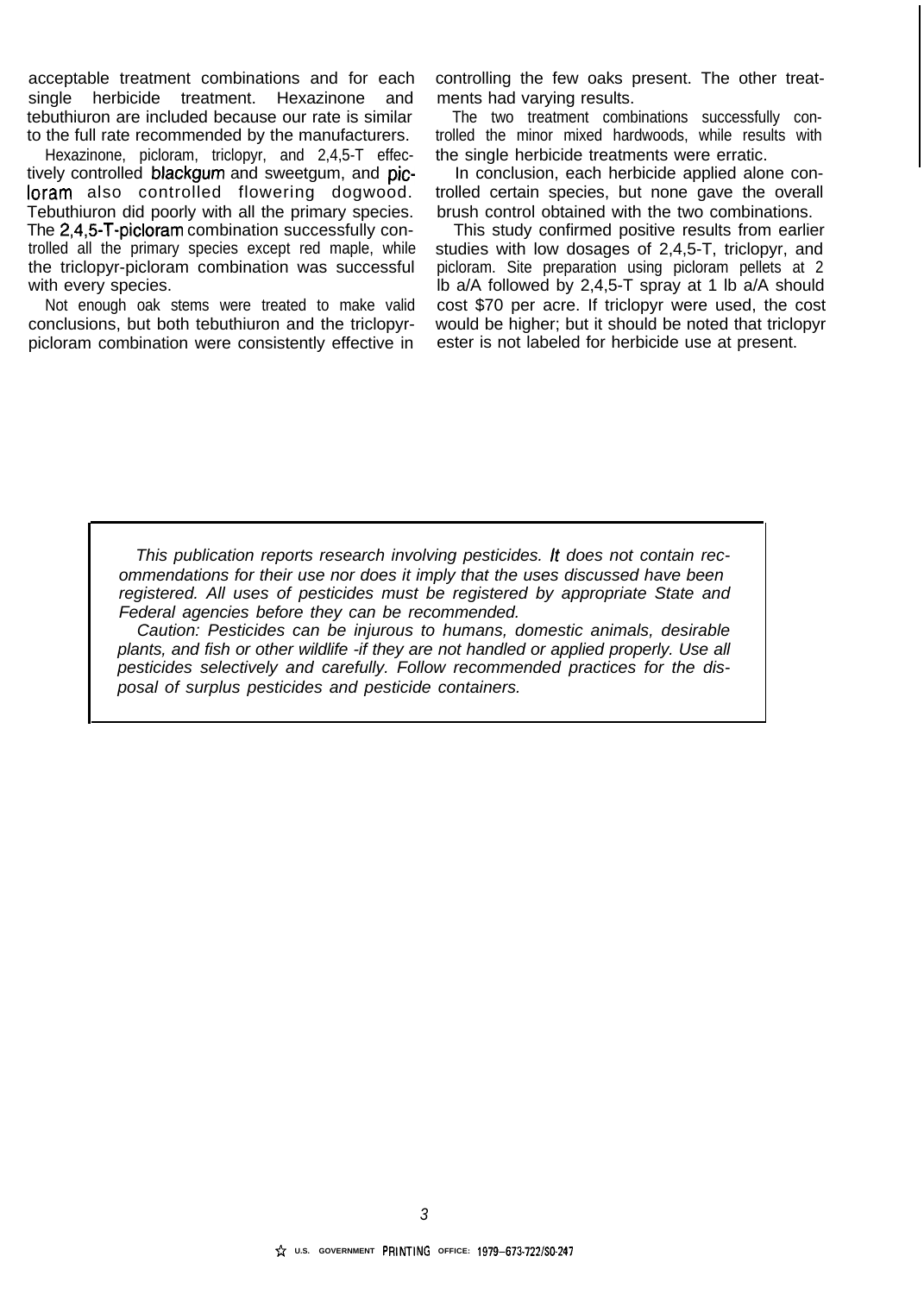acceptable treatment combinations and for each single herbicide treatment. Hexazinone and tebuthiuron are included because our rate is similar to the full rate recommended by the manufacturers.

Hexazinone, picloram, triclopyr, and 2,4,5-T effectively controlled blackgum and sweetgum, and picloram also controlled flowering dogwood. Tebuthiuron did poorly with all the primary species. The 2,4,5-T-picloram combination successfully controlled all the primary species except red maple, while the triclopyr-picloram combination was successful with every species.

Not enough oak stems were treated to make valid conclusions, but both tebuthiuron and the triclopyr-picloram combination were consistently effective in controlling the few oaks present. The other treatments had varying results.

The two treatment combinations successfully controlled the minor mixed hardwoods, while results with the single herbicide treatments were erratic.

In conclusion, each herbicide applied alone controlled certain species, but none gave the overall brush control obtained with the two combinations.

This study confirmed positive results from earlier studies with low dosages of 2,4,5-T, triclopyr, and picloram. Site preparation using picloram pellets at 2 lb a/A followed by 2,4,5-T spray at 1 lb a/A should cost $70 per acre. If triclopyr were used, the cost would be higher; but it should be noted that triclopyr ester is not labeled for herbicide use at present.

*This publication reports research involving pesticides. It does not contain recommendations for their use nor does it imply that the uses discussed have been registered. All uses of pesticides must be registered by appropriate State and Federal agencies before they can be recommended.*

*Caution: Pesticides can be injurous to humans, domestic animals, desirable plants, and fish or other wildlife -if they are not handled or applied properly. Use all pesticides selectively and carefully. Follow recommended practices for the disposal of surplus pesticides and pesticide containers.*

☆ U.S. GOVERNMENT PRINTING OFFICE: 1979-673-722/SO-247